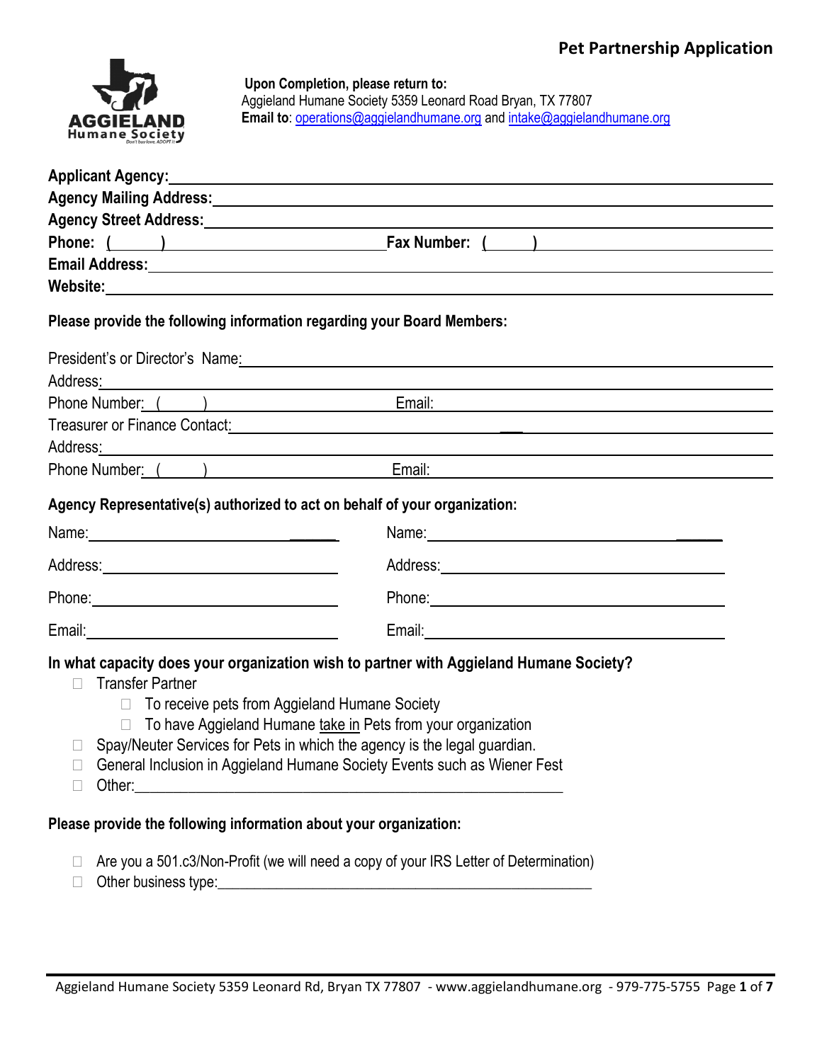# Pet Partnership Application

**Upon Completion, please return to:**
Aggieland Humane Society 5359 Leonard Road Bryan, TX 77807
**Email to**: operations@aggielandhumane.org and intake@aggielandhumane.org

**Applicant Agency:** ______________________________

**Agency Mailing Address:** ______________________________

**Agency Street Address:** ______________________________

**Phone:** ( ) ______________ **Fax Number:** ( ) ______________

**Email Address:** ______________________________

**Website:** ______________________________

**Please provide the following information regarding your Board Members:**

President's or Director's Name: ______________________________

Address: ______________________________

Phone Number: ( ) ______________ Email: ______________

Treasurer or Finance Contact: ______________________________

Address: ______________________________

Phone Number: ( ) ______________ Email: ______________

**Agency Representative(s) authorized to act on behalf of your organization:**

| | |
|---|---|
| Name: ______________ | Name: ______________ |
| Address: ______________ | Address: ______________ |
| Phone: ______________ | Phone: ______________ |
| Email: ______________ | Email: ______________ |

**In what capacity does your organization wish to partner with Aggieland Humane Society?**

- ☐ Transfer Partner
  - ☐ To receive pets from Aggieland Humane Society
  - ☐ To have Aggieland Humane take in Pets from your organization
- ☐ Spay/Neuter Services for Pets in which the agency is the legal guardian.
- ☐ General Inclusion in Aggieland Humane Society Events such as Wiener Fest
- ☐ Other:______________________________

**Please provide the following information about your organization:**

- ☐ Are you a 501.c3/Non-Profit (we will need a copy of your IRS Letter of Determination)
- ☐ Other business type:______________________________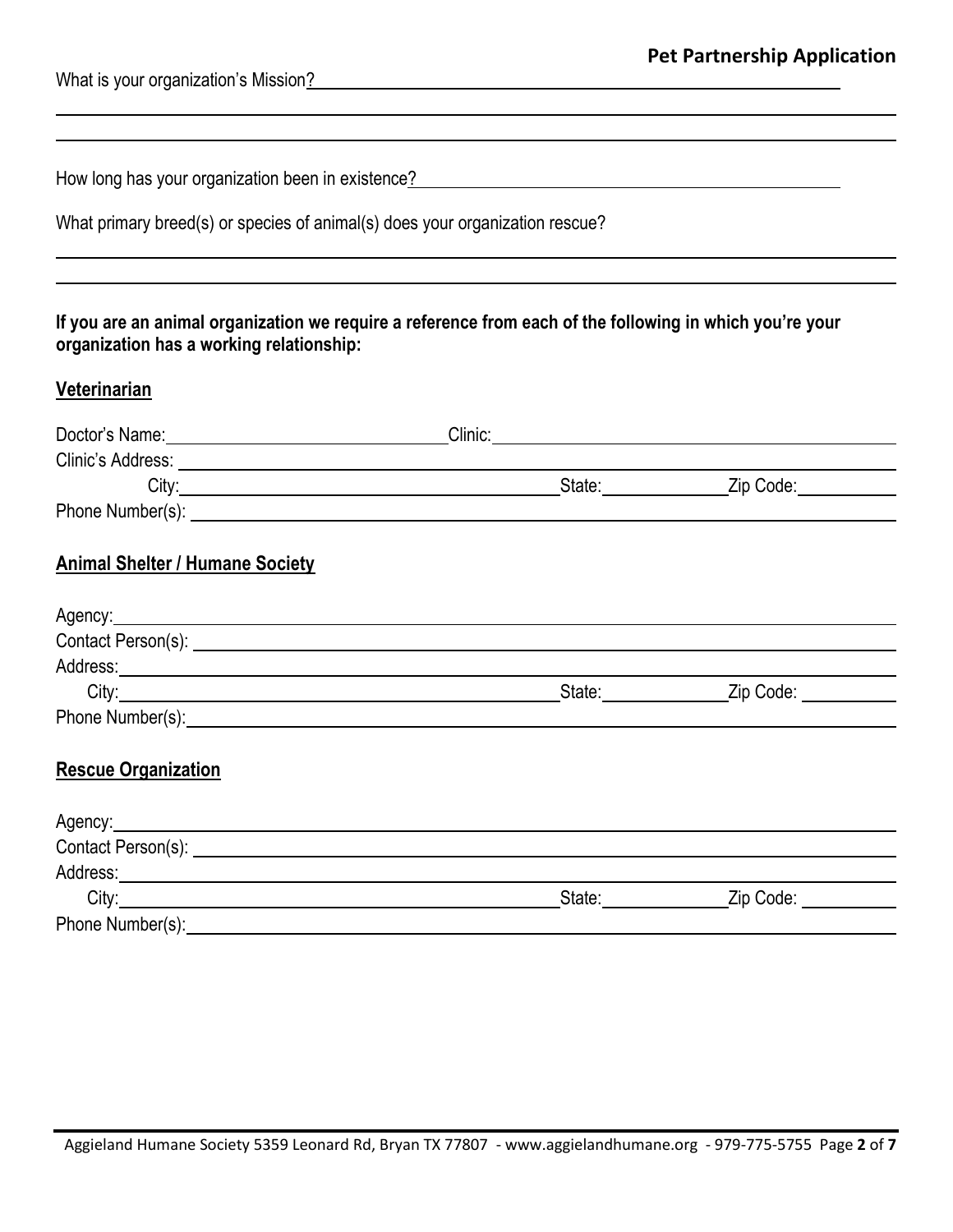What is your organization's Mission? ______________________________

______________________________

______________________________

How long has your organization been in existence? ______________________________

What primary breed(s) or species of animal(s) does your organization rescue?

______________________________

______________________________

**If you are an animal organization we require a reference from each of the following in which you're your organization has a working relationship:**

## Veterinarian

Doctor's Name: ______________ Clinic: ______________

Clinic's Address: ______________

City: ______________ State: ______________ Zip Code: ______________

Phone Number(s): ______________

## Animal Shelter / Humane Society

Agency: ______________

Contact Person(s): ______________

Address: ______________

City: ______________ State: ______________ Zip Code: ______________

Phone Number(s): ______________

## Rescue Organization

Agency: ______________

Contact Person(s): ______________

Address: ______________

City: ______________ State: ______________ Zip Code: ______________

Phone Number(s): ______________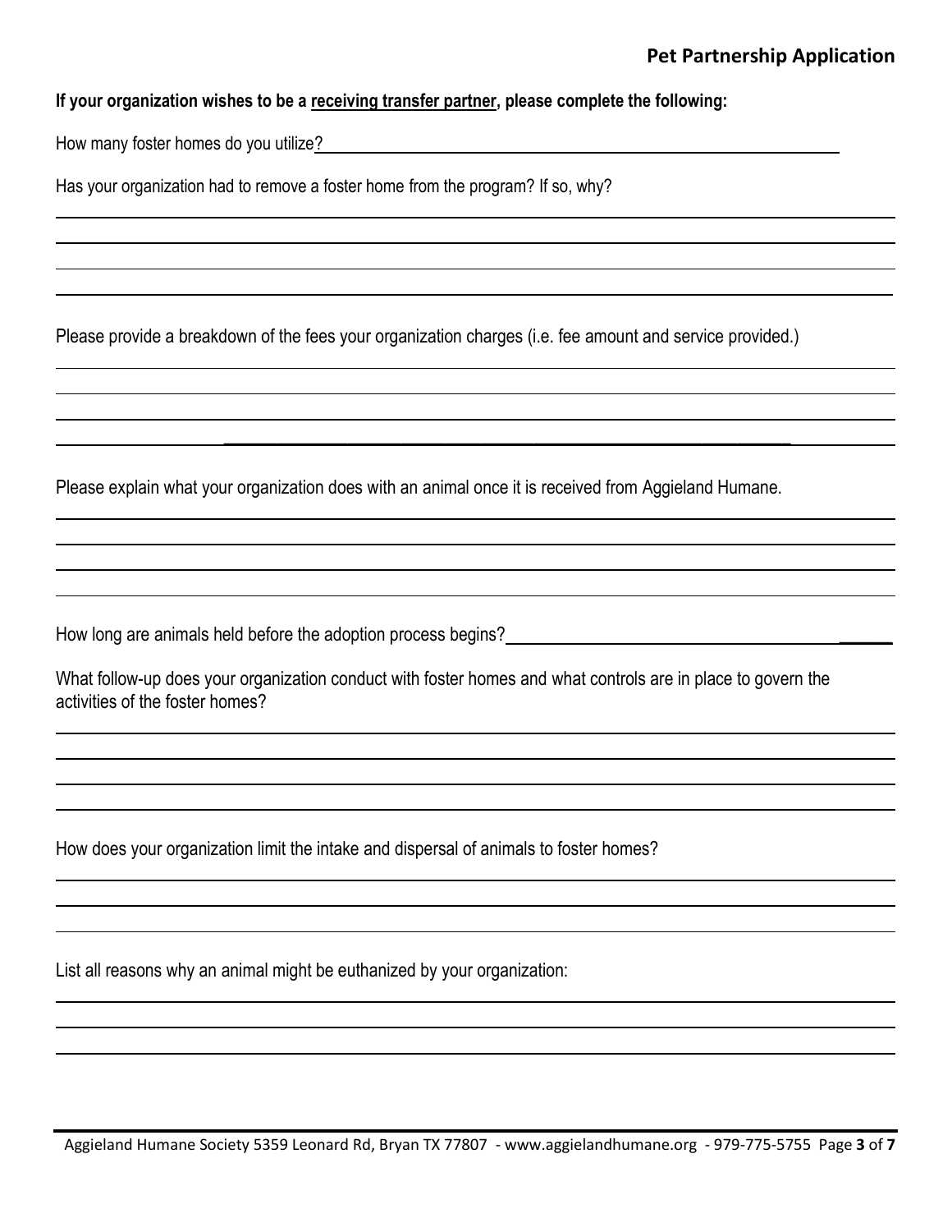**If your organization wishes to be a receiving transfer partner, please complete the following:**

How many foster homes do you utilize?

Has your organization had to remove a foster home from the program? If so, why?

Please provide a breakdown of the fees your organization charges (i.e. fee amount and service provided.)

Please explain what your organization does with an animal once it is received from Aggieland Humane.

How long are animals held before the adoption process begins?

What follow-up does your organization conduct with foster homes and what controls are in place to govern the activities of the foster homes?

How does your organization limit the intake and dispersal of animals to foster homes?

List all reasons why an animal might be euthanized by your organization: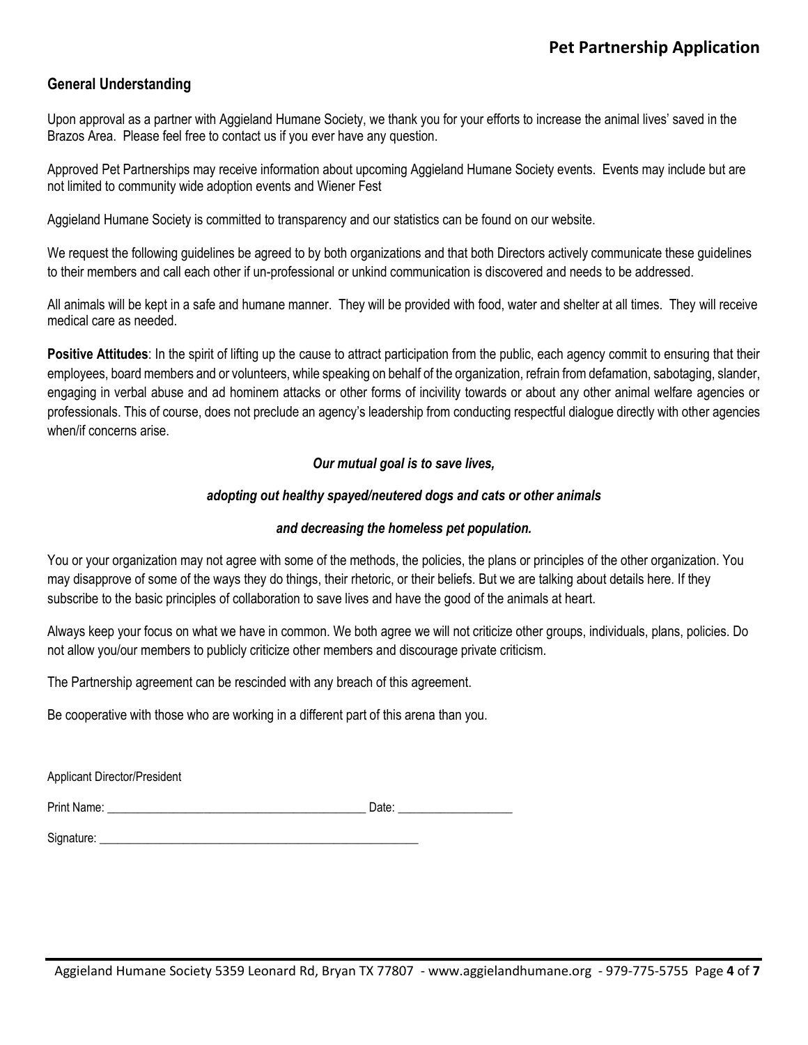## Pet Partnership Application

### General Understanding

Upon approval as a partner with Aggieland Humane Society, we thank you for your efforts to increase the animal lives' saved in the Brazos Area. Please feel free to contact us if you ever have any question.

Approved Pet Partnerships may receive information about upcoming Aggieland Humane Society events. Events may include but are not limited to community wide adoption events and Wiener Fest

Aggieland Humane Society is committed to transparency and our statistics can be found on our website.

We request the following guidelines be agreed to by both organizations and that both Directors actively communicate these guidelines to their members and call each other if un-professional or unkind communication is discovered and needs to be addressed.

All animals will be kept in a safe and humane manner. They will be provided with food, water and shelter at all times. They will receive medical care as needed.

**Positive Attitudes**: In the spirit of lifting up the cause to attract participation from the public, each agency commit to ensuring that their employees, board members and or volunteers, while speaking on behalf of the organization, refrain from defamation, sabotaging, slander, engaging in verbal abuse and ad hominem attacks or other forms of incivility towards or about any other animal welfare agencies or professionals. This of course, does not preclude an agency's leadership from conducting respectful dialogue directly with other agencies when/if concerns arise.

***Our mutual goal is to save lives,***

***adopting out healthy spayed/neutered dogs and cats or other animals***

***and decreasing the homeless pet population.***

You or your organization may not agree with some of the methods, the policies, the plans or principles of the other organization. You may disapprove of some of the ways they do things, their rhetoric, or their beliefs. But we are talking about details here. If they subscribe to the basic principles of collaboration to save lives and have the good of the animals at heart.

Always keep your focus on what we have in common. We both agree we will not criticize other groups, individuals, plans, policies. Do not allow you/our members to publicly criticize other members and discourage private criticism.

The Partnership agreement can be rescinded with any breach of this agreement.

Be cooperative with those who are working in a different part of this arena than you.

Applicant Director/President

Print Name: ___________________________________________ Date: ___________________

Signature: _______________________________________________________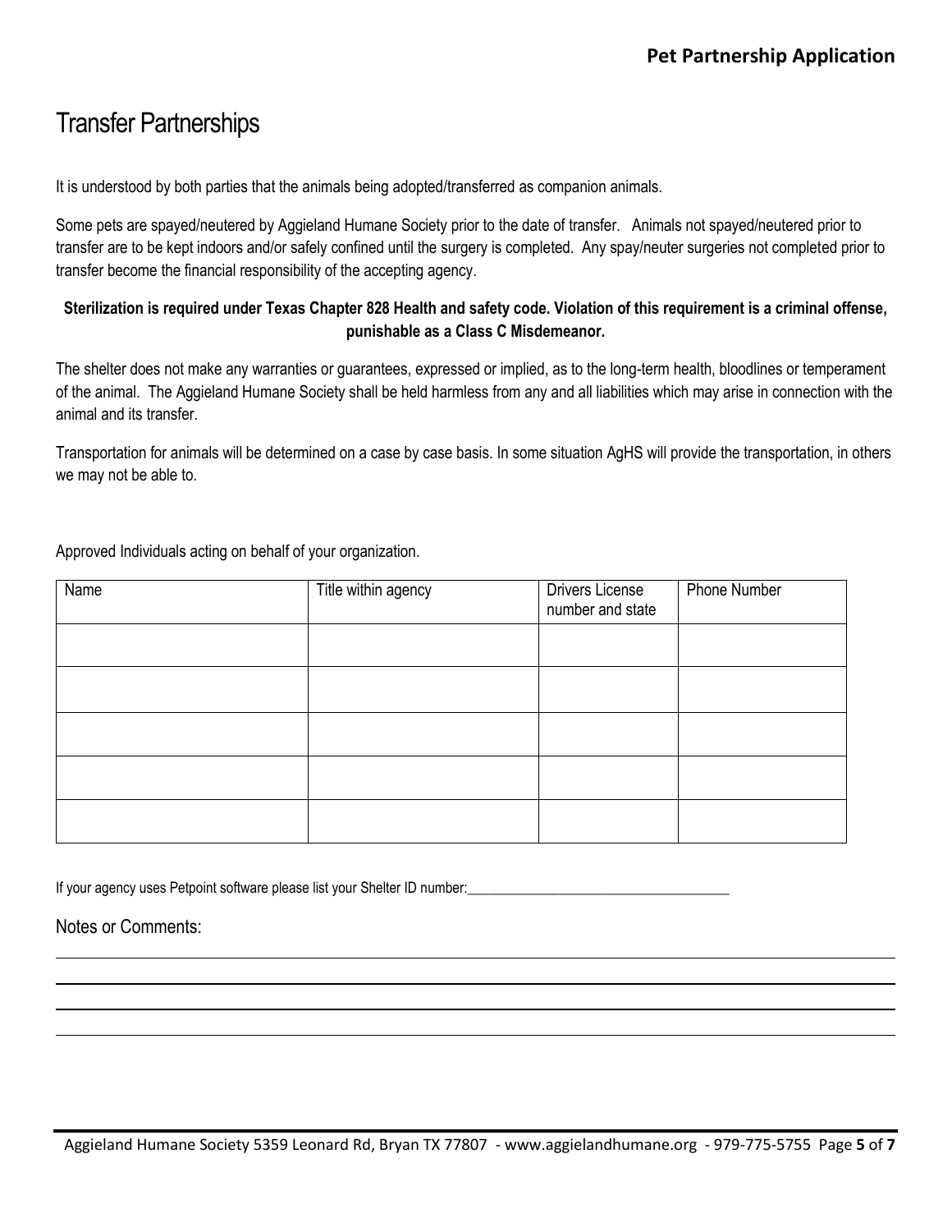# Transfer Partnerships

It is understood by both parties that the animals being adopted/transferred as companion animals.

Some pets are spayed/neutered by Aggieland Humane Society prior to the date of transfer. Animals not spayed/neutered prior to transfer are to be kept indoors and/or safely confined until the surgery is completed. Any spay/neuter surgeries not completed prior to transfer become the financial responsibility of the accepting agency.

**Sterilization is required under Texas Chapter 828 Health and safety code. Violation of this requirement is a criminal offense, punishable as a Class C Misdemeanor.**

The shelter does not make any warranties or guarantees, expressed or implied, as to the long-term health, bloodlines or temperament of the animal. The Aggieland Humane Society shall be held harmless from any and all liabilities which may arise in connection with the animal and its transfer.

Transportation for animals will be determined on a case by case basis. In some situation AgHS will provide the transportation, in others we may not be able to.

Approved Individuals acting on behalf of your organization.

| Name | Title within agency | Drivers License number and state | Phone Number |
|---|---|---|---|
| | | | |
| | | | |
| | | | |
| | | | |
| | | | |

If your agency uses Petpoint software please list your Shelter ID number:\_\_\_\_\_\_\_\_\_\_\_\_\_\_\_\_\_\_\_\_\_\_\_\_\_\_\_\_\_\_\_\_\_\_\_\_\_\_

## Notes or Comments:

\_\_\_\_\_\_\_\_\_\_\_\_\_\_\_\_\_\_\_\_\_\_\_\_\_\_\_\_\_\_\_\_\_\_\_\_\_\_\_\_\_\_\_\_\_\_\_\_\_\_\_\_\_\_\_\_\_\_\_\_\_\_\_\_\_\_\_\_\_\_\_\_\_\_\_\_\_\_

\_\_\_\_\_\_\_\_\_\_\_\_\_\_\_\_\_\_\_\_\_\_\_\_\_\_\_\_\_\_\_\_\_\_\_\_\_\_\_\_\_\_\_\_\_\_\_\_\_\_\_\_\_\_\_\_\_\_\_\_\_\_\_\_\_\_\_\_\_\_\_\_\_\_\_\_\_\_

\_\_\_\_\_\_\_\_\_\_\_\_\_\_\_\_\_\_\_\_\_\_\_\_\_\_\_\_\_\_\_\_\_\_\_\_\_\_\_\_\_\_\_\_\_\_\_\_\_\_\_\_\_\_\_\_\_\_\_\_\_\_\_\_\_\_\_\_\_\_\_\_\_\_\_\_\_\_

\_\_\_\_\_\_\_\_\_\_\_\_\_\_\_\_\_\_\_\_\_\_\_\_\_\_\_\_\_\_\_\_\_\_\_\_\_\_\_\_\_\_\_\_\_\_\_\_\_\_\_\_\_\_\_\_\_\_\_\_\_\_\_\_\_\_\_\_\_\_\_\_\_\_\_\_\_\_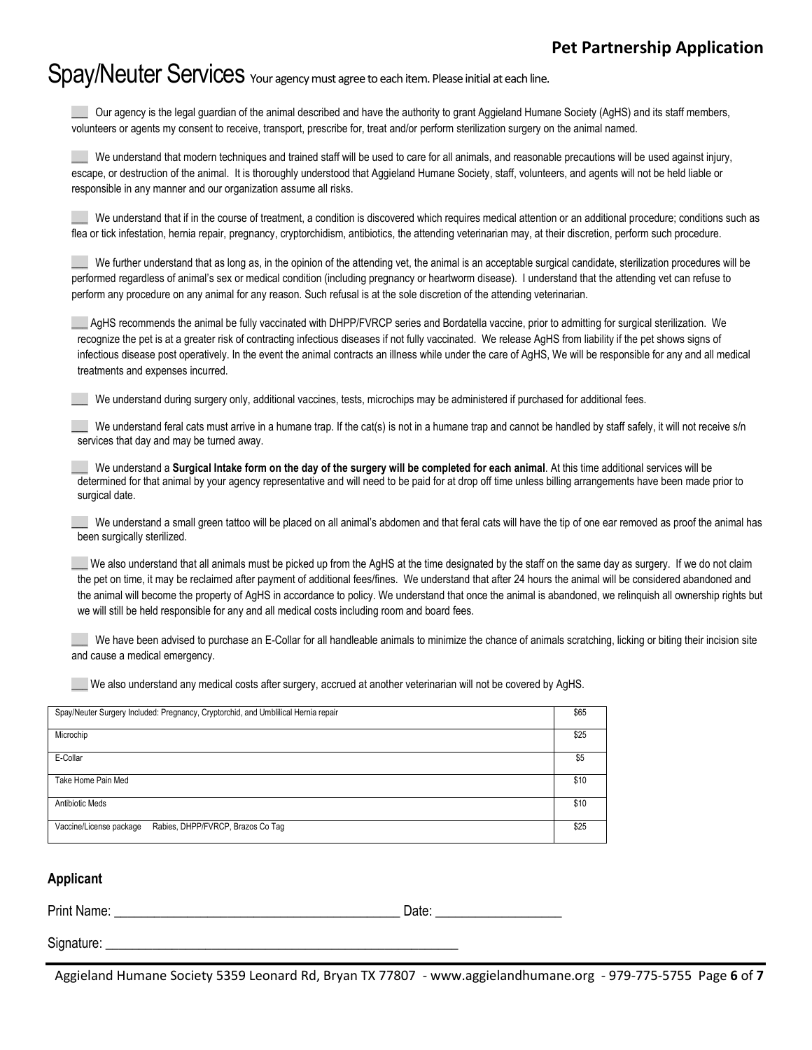# Spay/Neuter Services

Your agency must agree to each item. Please initial at each line.

___ Our agency is the legal guardian of the animal described and have the authority to grant Aggieland Humane Society (AgHS) and its staff members, volunteers or agents my consent to receive, transport, prescribe for, treat and/or perform sterilization surgery on the animal named.

___ We understand that modern techniques and trained staff will be used to care for all animals, and reasonable precautions will be used against injury, escape, or destruction of the animal. It is thoroughly understood that Aggieland Humane Society, staff, volunteers, and agents will not be held liable or responsible in any manner and our organization assume all risks.

___ We understand that if in the course of treatment, a condition is discovered which requires medical attention or an additional procedure; conditions such as flea or tick infestation, hernia repair, pregnancy, cryptorchidism, antibiotics, the attending veterinarian may, at their discretion, perform such procedure.

___ We further understand that as long as, in the opinion of the attending vet, the animal is an acceptable surgical candidate, sterilization procedures will be performed regardless of animal's sex or medical condition (including pregnancy or heartworm disease). I understand that the attending vet can refuse to perform any procedure on any animal for any reason. Such refusal is at the sole discretion of the attending veterinarian.

___ AgHS recommends the animal be fully vaccinated with DHPP/FVRCP series and Bordatella vaccine, prior to admitting for surgical sterilization. We recognize the pet is at a greater risk of contracting infectious diseases if not fully vaccinated. We release AgHS from liability if the pet shows signs of infectious disease post operatively. In the event the animal contracts an illness while under the care of AgHS, We will be responsible for any and all medical treatments and expenses incurred.

___ We understand during surgery only, additional vaccines, tests, microchips may be administered if purchased for additional fees.

___ We understand feral cats must arrive in a humane trap. If the cat(s) is not in a humane trap and cannot be handled by staff safely, it will not receive s/n services that day and may be turned away.

___ We understand a **Surgical Intake form on the day of the surgery will be completed for each animal**. At this time additional services will be determined for that animal by your agency representative and will need to be paid for at drop off time unless billing arrangements have been made prior to surgical date.

___ We understand a small green tattoo will be placed on all animal's abdomen and that feral cats will have the tip of one ear removed as proof the animal has been surgically sterilized.

___ We also understand that all animals must be picked up from the AgHS at the time designated by the staff on the same day as surgery. If we do not claim the pet on time, it may be reclaimed after payment of additional fees/fines. We understand that after 24 hours the animal will be considered abandoned and the animal will become the property of AgHS in accordance to policy. We understand that once the animal is abandoned, we relinquish all ownership rights but we will still be held responsible for any and all medical costs including room and board fees.

___ We have been advised to purchase an E-Collar for all handleable animals to minimize the chance of animals scratching, licking or biting their incision site and cause a medical emergency.

___ We also understand any medical costs after surgery, accrued at another veterinarian will not be covered by AgHS.

| Service | Price |
|---|---|
| Spay/Neuter Surgery Included: Pregnancy, Cryptorchid, and Umblilical Hernia repair | $65 |
| Microchip | $25 |
| E-Collar | $5 |
| Take Home Pain Med | $10 |
| Antibiotic Meds | $10 |
| Vaccine/License package Rabies, DHPP/FVRCP, Brazos Co Tag | $25 |

### Applicant

Print Name: ____________________________________________ Date: ___________________

Signature: _______________________________________________________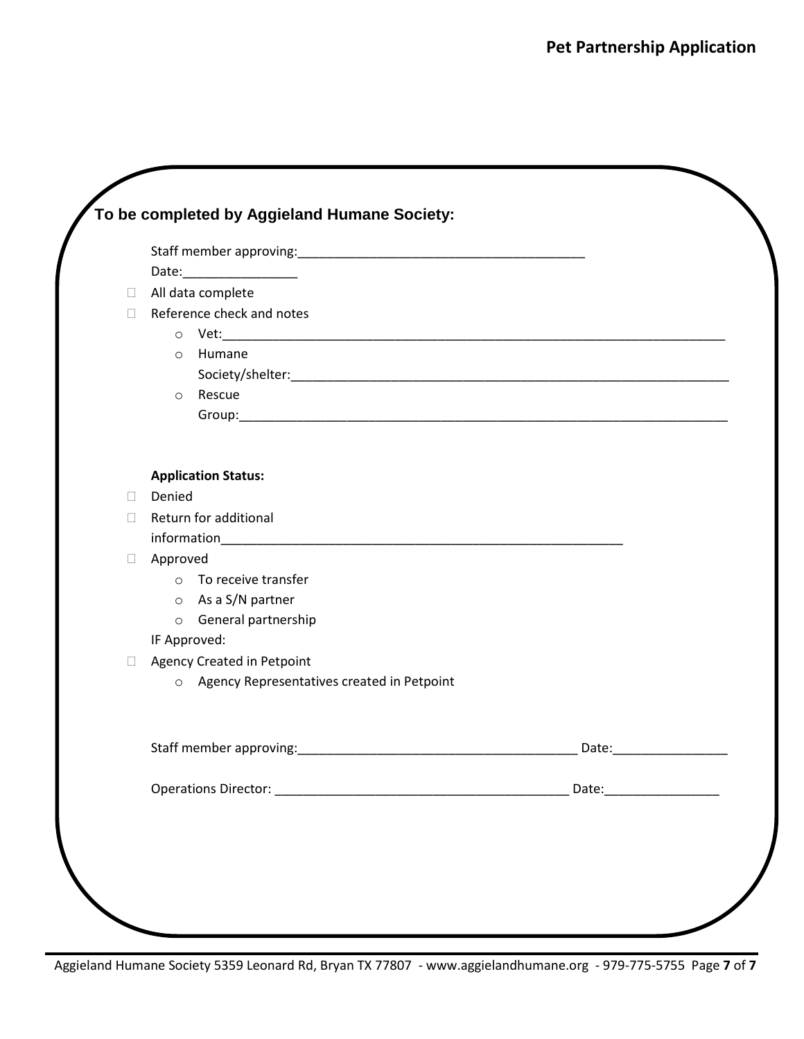**Pet Partnership Application**

## To be completed by Aggieland Humane Society:

Staff member approving:________________________________________

Date:________________

- ☐ All data complete
- ☐ Reference check and notes
  - Vet:__________________________________________________________________________
  - Humane Society/shelter:_________________________________________________________________
  - Rescue Group:_______________________________________________________________________

**Application Status:**

- ☐ Denied
- ☐ Return for additional information___________________________________________________________
- ☐ Approved
  - To receive transfer
  - As a S/N partner
  - General partnership

IF Approved:

- ☐ Agency Created in Petpoint
  - Agency Representatives created in Petpoint

Staff member approving:_______________________________________ Date:________________

Operations Director: _________________________________________ Date:________________

Aggieland Humane Society 5359 Leonard Rd, Bryan TX 77807 - www.aggielandhumane.org - 979-775-5755